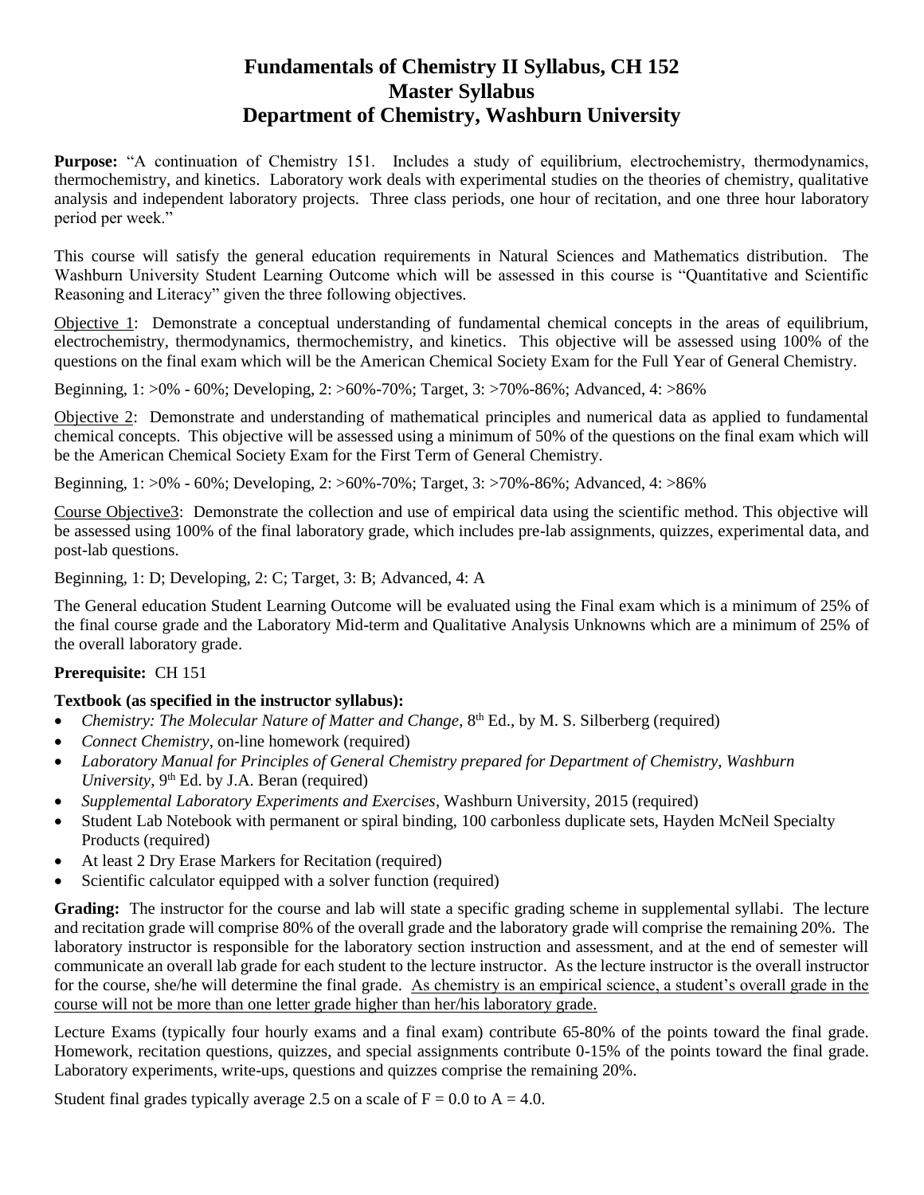# Fundamentals of Chemistry II Syllabus, CH 152
# Master Syllabus
# Department of Chemistry, Washburn University

**Purpose:** "A continuation of Chemistry 151. Includes a study of equilibrium, electrochemistry, thermodynamics, thermochemistry, and kinetics. Laboratory work deals with experimental studies on the theories of chemistry, qualitative analysis and independent laboratory projects. Three class periods, one hour of recitation, and one three hour laboratory period per week."

This course will satisfy the general education requirements in Natural Sciences and Mathematics distribution. The Washburn University Student Learning Outcome which will be assessed in this course is "Quantitative and Scientific Reasoning and Literacy" given the three following objectives.

<u>Objective 1</u>: Demonstrate a conceptual understanding of fundamental chemical concepts in the areas of equilibrium, electrochemistry, thermodynamics, thermochemistry, and kinetics. This objective will be assessed using 100% of the questions on the final exam which will be the American Chemical Society Exam for the Full Year of General Chemistry.

Beginning, 1: >0% - 60%; Developing, 2: >60%-70%; Target, 3: >70%-86%; Advanced, 4: >86%

<u>Objective 2</u>: Demonstrate and understanding of mathematical principles and numerical data as applied to fundamental chemical concepts. This objective will be assessed using a minimum of 50% of the questions on the final exam which will be the American Chemical Society Exam for the First Term of General Chemistry.

Beginning, 1: >0% - 60%; Developing, 2: >60%-70%; Target, 3: >70%-86%; Advanced, 4: >86%

<u>Course Objective3</u>: Demonstrate the collection and use of empirical data using the scientific method. This objective will be assessed using 100% of the final laboratory grade, which includes pre-lab assignments, quizzes, experimental data, and post-lab questions.

Beginning, 1: D; Developing, 2: C; Target, 3: B; Advanced, 4: A

The General education Student Learning Outcome will be evaluated using the Final exam which is a minimum of 25% of the final course grade and the Laboratory Mid-term and Qualitative Analysis Unknowns which are a minimum of 25% of the overall laboratory grade.

**Prerequisite:** CH 151

**Textbook (as specified in the instructor syllabus):**

- *Chemistry: The Molecular Nature of Matter and Change*, 8th Ed., by M. S. Silberberg (required)
- *Connect Chemistry*, on-line homework (required)
- *Laboratory Manual for Principles of General Chemistry prepared for Department of Chemistry, Washburn University*, 9th Ed. by J.A. Beran (required)
- *Supplemental Laboratory Experiments and Exercises*, Washburn University, 2015 (required)
- Student Lab Notebook with permanent or spiral binding, 100 carbonless duplicate sets, Hayden McNeil Specialty Products (required)
- At least 2 Dry Erase Markers for Recitation (required)
- Scientific calculator equipped with a solver function (required)

**Grading:** The instructor for the course and lab will state a specific grading scheme in supplemental syllabi. The lecture and recitation grade will comprise 80% of the overall grade and the laboratory grade will comprise the remaining 20%. The laboratory instructor is responsible for the laboratory section instruction and assessment, and at the end of semester will communicate an overall lab grade for each student to the lecture instructor. As the lecture instructor is the overall instructor for the course, she/he will determine the final grade. <u>As chemistry is an empirical science, a student's overall grade in the course will not be more than one letter grade higher than her/his laboratory grade.</u>

Lecture Exams (typically four hourly exams and a final exam) contribute 65-80% of the points toward the final grade. Homework, recitation questions, quizzes, and special assignments contribute 0-15% of the points toward the final grade. Laboratory experiments, write-ups, questions and quizzes comprise the remaining 20%.

Student final grades typically average 2.5 on a scale of F = 0.0 to A = 4.0.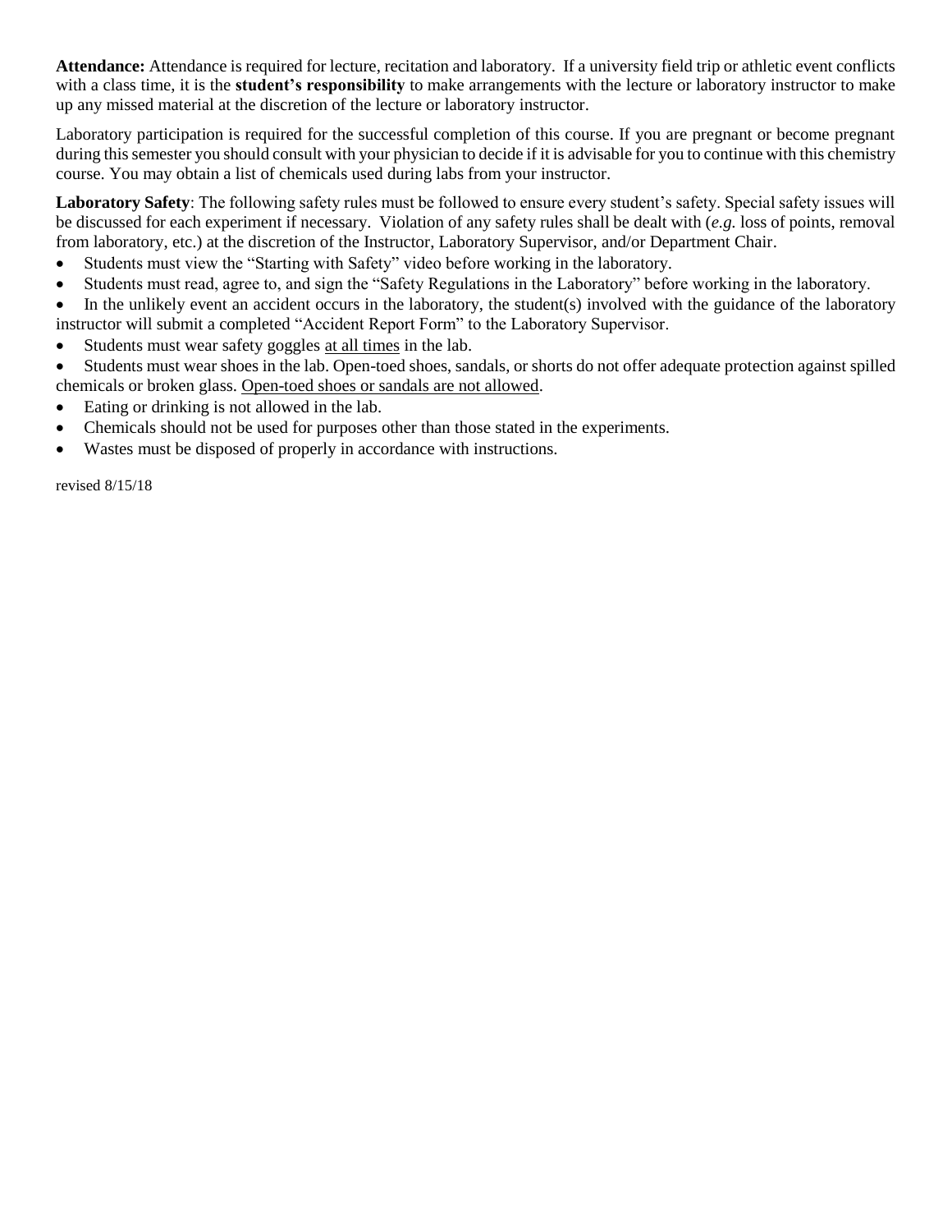**Attendance:** Attendance is required for lecture, recitation and laboratory. If a university field trip or athletic event conflicts with a class time, it is the **student's responsibility** to make arrangements with the lecture or laboratory instructor to make up any missed material at the discretion of the lecture or laboratory instructor.

Laboratory participation is required for the successful completion of this course. If you are pregnant or become pregnant during this semester you should consult with your physician to decide if it is advisable for you to continue with this chemistry course. You may obtain a list of chemicals used during labs from your instructor.

**Laboratory Safety**: The following safety rules must be followed to ensure every student's safety. Special safety issues will be discussed for each experiment if necessary. Violation of any safety rules shall be dealt with (*e.g.* loss of points, removal from laboratory, etc.) at the discretion of the Instructor, Laboratory Supervisor, and/or Department Chair.

- Students must view the "Starting with Safety" video before working in the laboratory.
- Students must read, agree to, and sign the "Safety Regulations in the Laboratory" before working in the laboratory.
- In the unlikely event an accident occurs in the laboratory, the student(s) involved with the guidance of the laboratory instructor will submit a completed "Accident Report Form" to the Laboratory Supervisor.
- Students must wear safety goggles <u>at all times</u> in the lab.
- Students must wear shoes in the lab. Open-toed shoes, sandals, or shorts do not offer adequate protection against spilled chemicals or broken glass. <u>Open-toed shoes or sandals are not allowed</u>.
- Eating or drinking is not allowed in the lab.
- Chemicals should not be used for purposes other than those stated in the experiments.
- Wastes must be disposed of properly in accordance with instructions.

revised 8/15/18